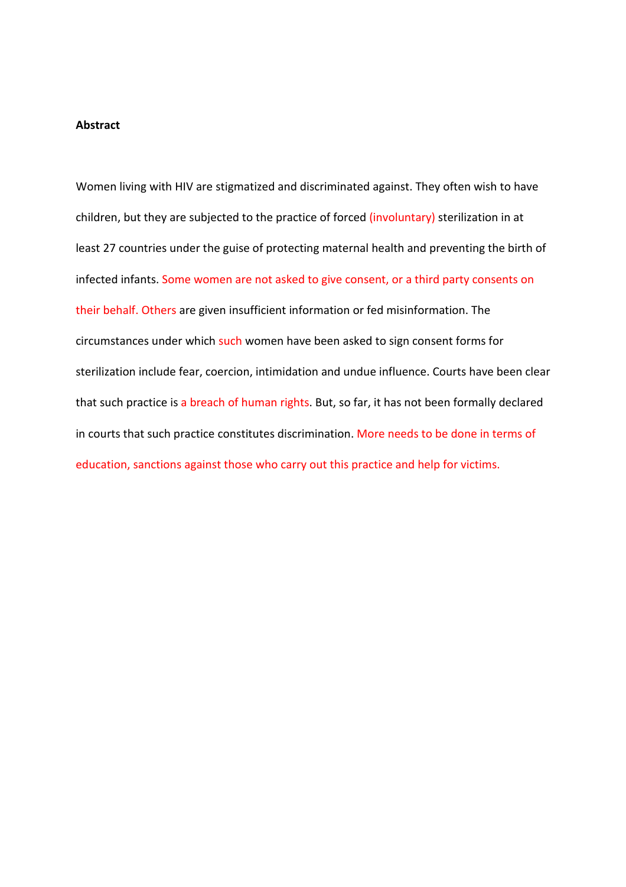**Abstract**

Women living with HIV are stigmatized and discriminated against. They often wish to have children, but they are subjected to the practice of forced (involuntary) sterilization in at least 27 countries under the guise of protecting maternal health and preventing the birth of infected infants. Some women are not asked to give consent, or a third party consents on their behalf. Others are given insufficient information or fed misinformation. The circumstances under which such women have been asked to sign consent forms for sterilization include fear, coercion, intimidation and undue influence. Courts have been clear that such practice is a breach of human rights. But, so far, it has not been formally declared in courts that such practice constitutes discrimination. More needs to be done in terms of education, sanctions against those who carry out this practice and help for victims.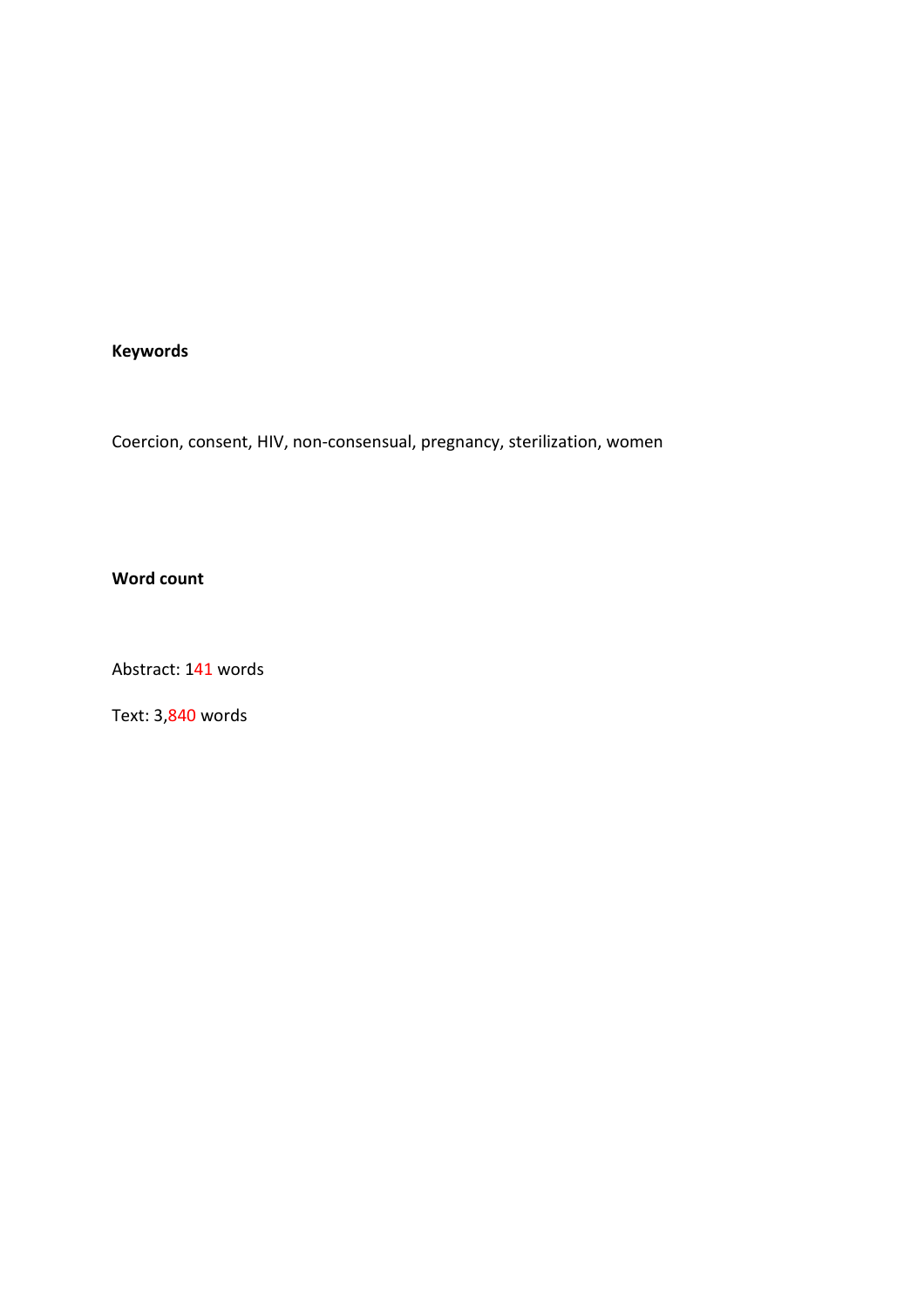**Keywords**

Coercion, consent, HIV, non-consensual, pregnancy, sterilization, women

**Word count**

Abstract: 141 words

Text: 3,840 words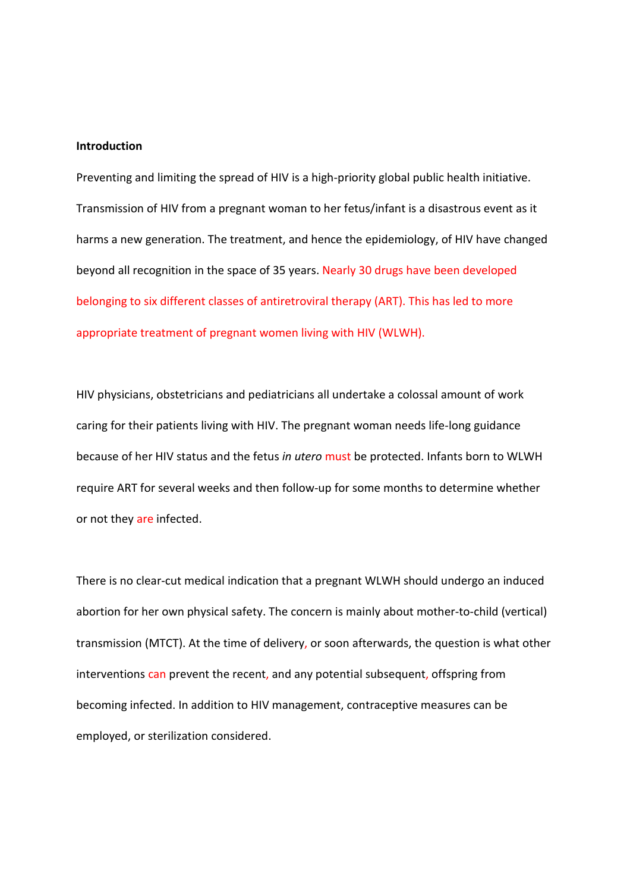**Introduction**

Preventing and limiting the spread of HIV is a high-priority global public health initiative. Transmission of HIV from a pregnant woman to her fetus/infant is a disastrous event as it harms a new generation. The treatment, and hence the epidemiology, of HIV have changed beyond all recognition in the space of 35 years. Nearly 30 drugs have been developed belonging to six different classes of antiretroviral therapy (ART). This has led to more appropriate treatment of pregnant women living with HIV (WLWH).

HIV physicians, obstetricians and pediatricians all undertake a colossal amount of work caring for their patients living with HIV. The pregnant woman needs life-long guidance because of her HIV status and the fetus *in utero* must be protected. Infants born to WLWH require ART for several weeks and then follow-up for some months to determine whether or not they are infected.

There is no clear-cut medical indication that a pregnant WLWH should undergo an induced abortion for her own physical safety. The concern is mainly about mother-to-child (vertical) transmission (MTCT). At the time of delivery, or soon afterwards, the question is what other interventions can prevent the recent, and any potential subsequent, offspring from becoming infected. In addition to HIV management, contraceptive measures can be employed, or sterilization considered.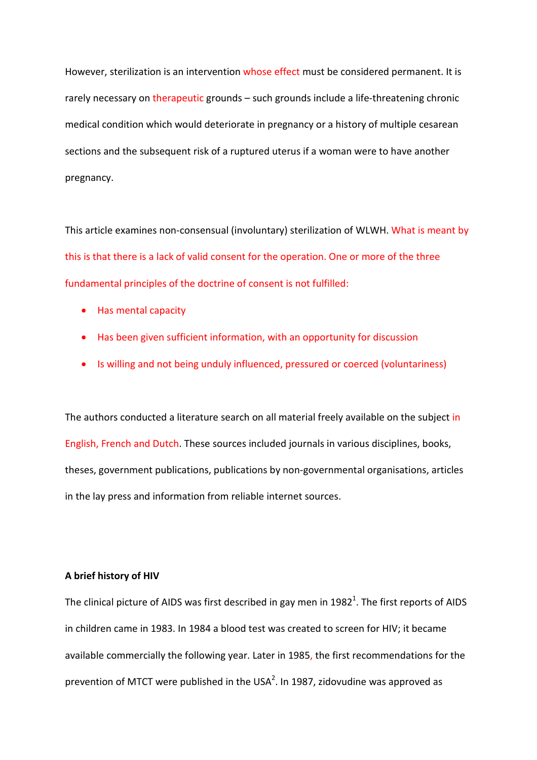However, sterilization is an intervention whose effect must be considered permanent. It is rarely necessary on therapeutic grounds – such grounds include a life-threatening chronic medical condition which would deteriorate in pregnancy or a history of multiple cesarean sections and the subsequent risk of a ruptured uterus if a woman were to have another pregnancy.

This article examines non-consensual (involuntary) sterilization of WLWH. What is meant by this is that there is a lack of valid consent for the operation. One or more of the three fundamental principles of the doctrine of consent is not fulfilled:

- Has mental capacity
- Has been given sufficient information, with an opportunity for discussion
- Is willing and not being unduly influenced, pressured or coerced (voluntariness)

The authors conducted a literature search on all material freely available on the subject in English, French and Dutch. These sources included journals in various disciplines, books, theses, government publications, publications by non-governmental organisations, articles in the lay press and information from reliable internet sources.

**A brief history of HIV**

The clinical picture of AIDS was first described in gay men in 1982[1]. The first reports of AIDS in children came in 1983. In 1984 a blood test was created to screen for HIV; it became available commercially the following year. Later in 1985, the first recommendations for the prevention of MTCT were published in the USA[2]. In 1987, zidovudine was approved as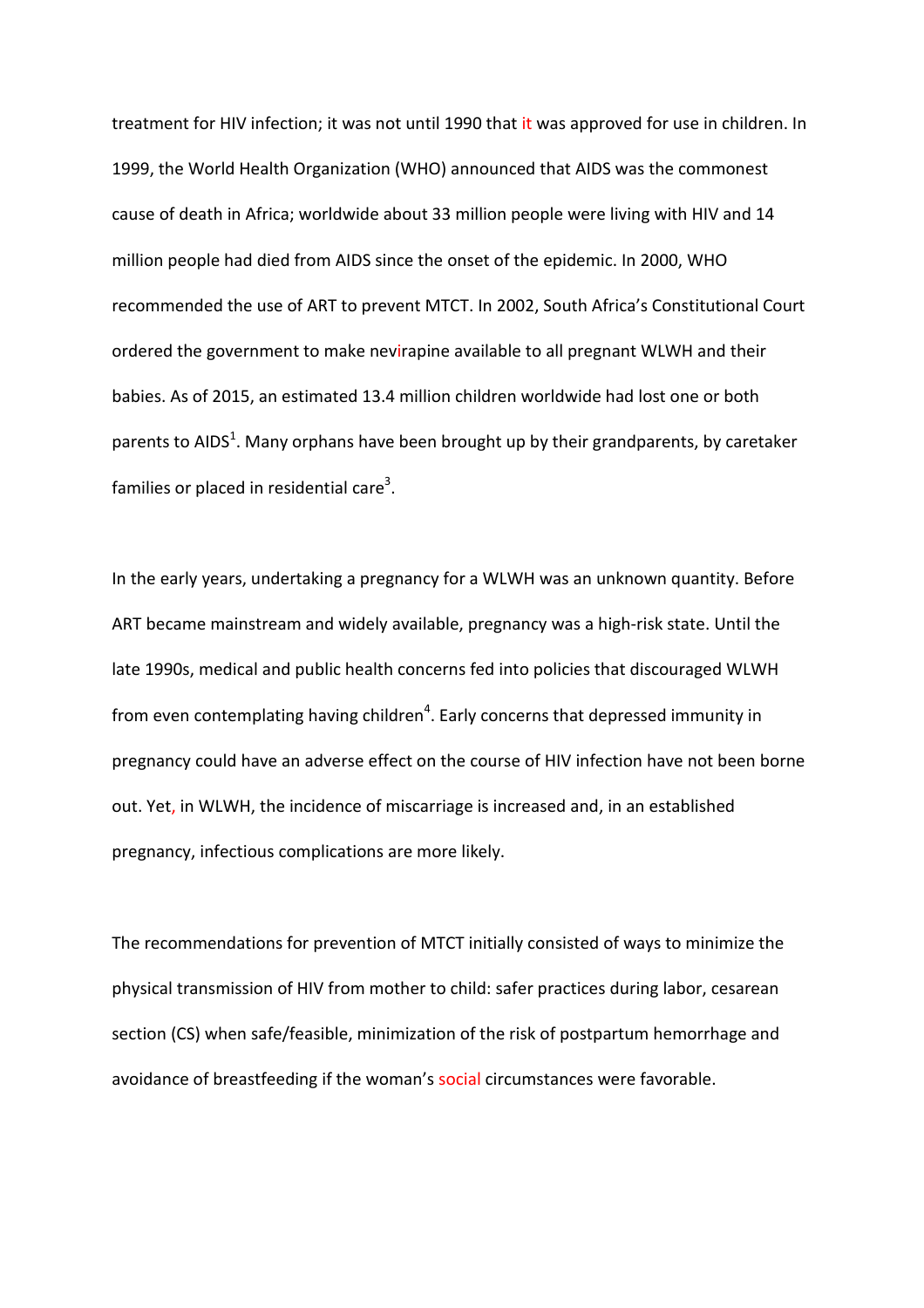treatment for HIV infection; it was not until 1990 that it was approved for use in children. In 1999, the World Health Organization (WHO) announced that AIDS was the commonest cause of death in Africa; worldwide about 33 million people were living with HIV and 14 million people had died from AIDS since the onset of the epidemic. In 2000, WHO recommended the use of ART to prevent MTCT. In 2002, South Africa's Constitutional Court ordered the government to make nevirapine available to all pregnant WLWH and their babies. As of 2015, an estimated 13.4 million children worldwide had lost one or both parents to AIDS[1]. Many orphans have been brought up by their grandparents, by caretaker families or placed in residential care[3].

In the early years, undertaking a pregnancy for a WLWH was an unknown quantity. Before ART became mainstream and widely available, pregnancy was a high-risk state. Until the late 1990s, medical and public health concerns fed into policies that discouraged WLWH from even contemplating having children[4]. Early concerns that depressed immunity in pregnancy could have an adverse effect on the course of HIV infection have not been borne out. Yet, in WLWH, the incidence of miscarriage is increased and, in an established pregnancy, infectious complications are more likely.

The recommendations for prevention of MTCT initially consisted of ways to minimize the physical transmission of HIV from mother to child: safer practices during labor, cesarean section (CS) when safe/feasible, minimization of the risk of postpartum hemorrhage and avoidance of breastfeeding if the woman's social circumstances were favorable.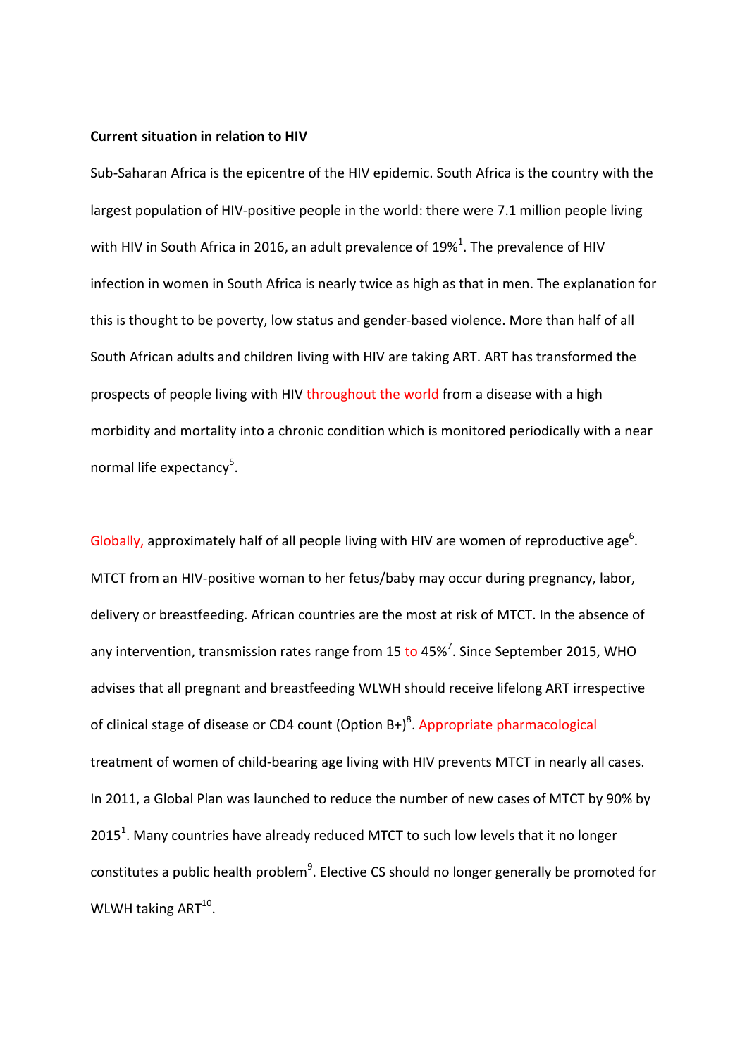**Current situation in relation to HIV**

Sub-Saharan Africa is the epicentre of the HIV epidemic. South Africa is the country with the largest population of HIV-positive people in the world: there were 7.1 million people living with HIV in South Africa in 2016, an adult prevalence of 19%[1]. The prevalence of HIV infection in women in South Africa is nearly twice as high as that in men. The explanation for this is thought to be poverty, low status and gender-based violence. More than half of all South African adults and children living with HIV are taking ART. ART has transformed the prospects of people living with HIV throughout the world from a disease with a high morbidity and mortality into a chronic condition which is monitored periodically with a near normal life expectancy[5].

Globally, approximately half of all people living with HIV are women of reproductive age[6]. MTCT from an HIV-positive woman to her fetus/baby may occur during pregnancy, labor, delivery or breastfeeding. African countries are the most at risk of MTCT. In the absence of any intervention, transmission rates range from 15 to 45%[7]. Since September 2015, WHO advises that all pregnant and breastfeeding WLWH should receive lifelong ART irrespective of clinical stage of disease or CD4 count (Option B+)[8]. Appropriate pharmacological treatment of women of child-bearing age living with HIV prevents MTCT in nearly all cases. In 2011, a Global Plan was launched to reduce the number of new cases of MTCT by 90% by 2015[1]. Many countries have already reduced MTCT to such low levels that it no longer constitutes a public health problem[9]. Elective CS should no longer generally be promoted for WLWH taking ART[10].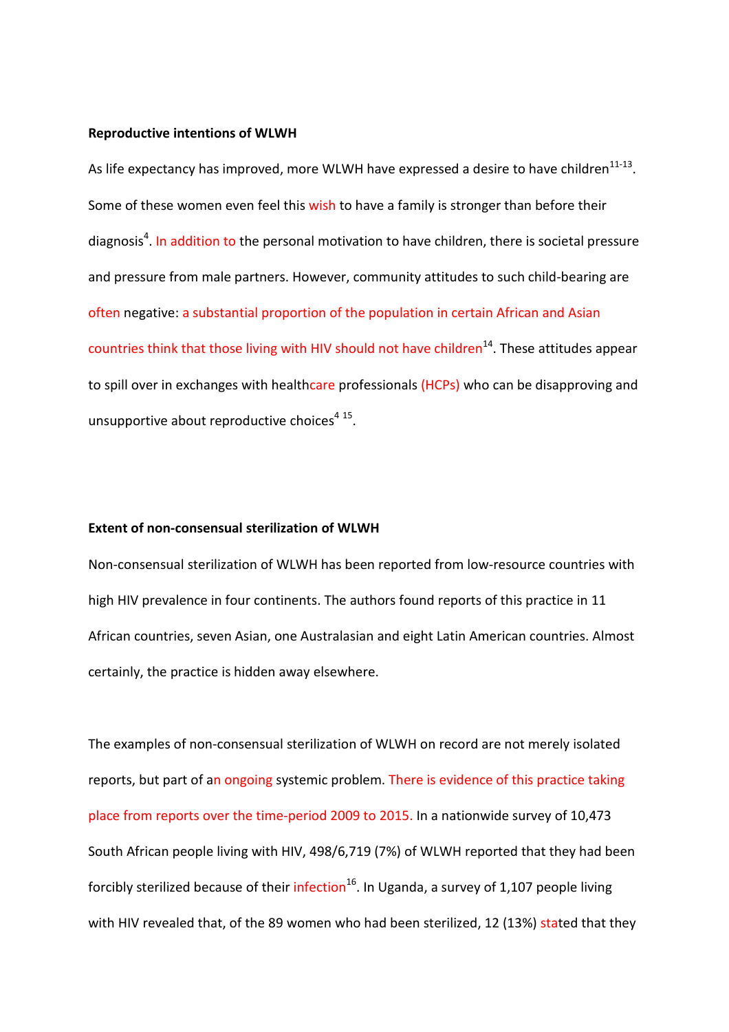**Reproductive intentions of WLWH**

As life expectancy has improved, more WLWH have expressed a desire to have children[11-13]. Some of these women even feel this wish to have a family is stronger than before their diagnosis[4]. In addition to the personal motivation to have children, there is societal pressure and pressure from male partners. However, community attitudes to such child-bearing are often negative: a substantial proportion of the population in certain African and Asian countries think that those living with HIV should not have children[14]. These attitudes appear to spill over in exchanges with healthcare professionals (HCPs) who can be disapproving and unsupportive about reproductive choices[4 15].

**Extent of non-consensual sterilization of WLWH**

Non-consensual sterilization of WLWH has been reported from low-resource countries with high HIV prevalence in four continents. The authors found reports of this practice in 11 African countries, seven Asian, one Australasian and eight Latin American countries. Almost certainly, the practice is hidden away elsewhere.

The examples of non-consensual sterilization of WLWH on record are not merely isolated reports, but part of an ongoing systemic problem. There is evidence of this practice taking place from reports over the time-period 2009 to 2015. In a nationwide survey of 10,473 South African people living with HIV, 498/6,719 (7%) of WLWH reported that they had been forcibly sterilized because of their infection[16]. In Uganda, a survey of 1,107 people living with HIV revealed that, of the 89 women who had been sterilized, 12 (13%) stated that they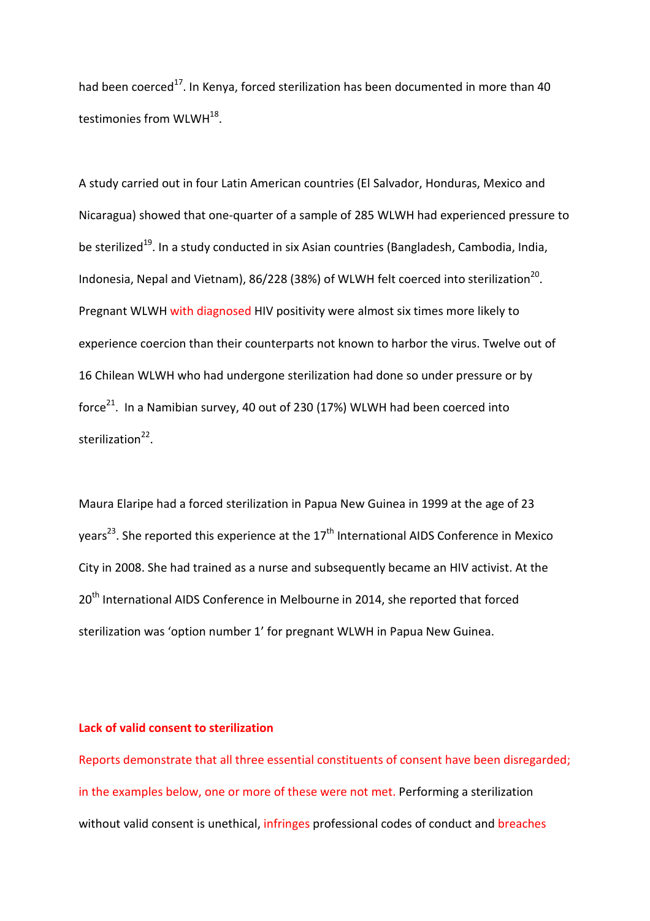had been coerced[17]. In Kenya, forced sterilization has been documented in more than 40 testimonies from WLWH[18].

A study carried out in four Latin American countries (El Salvador, Honduras, Mexico and Nicaragua) showed that one-quarter of a sample of 285 WLWH had experienced pressure to be sterilized[19]. In a study conducted in six Asian countries (Bangladesh, Cambodia, India, Indonesia, Nepal and Vietnam), 86/228 (38%) of WLWH felt coerced into sterilization[20]. Pregnant WLWH with diagnosed HIV positivity were almost six times more likely to experience coercion than their counterparts not known to harbor the virus. Twelve out of 16 Chilean WLWH who had undergone sterilization had done so under pressure or by force[21]. In a Namibian survey, 40 out of 230 (17%) WLWH had been coerced into sterilization[22].

Maura Elaripe had a forced sterilization in Papua New Guinea in 1999 at the age of 23 years[23]. She reported this experience at the 17th International AIDS Conference in Mexico City in 2008. She had trained as a nurse and subsequently became an HIV activist. At the 20th International AIDS Conference in Melbourne in 2014, she reported that forced sterilization was 'option number 1' for pregnant WLWH in Papua New Guinea.

**Lack of valid consent to sterilization**

Reports demonstrate that all three essential constituents of consent have been disregarded; in the examples below, one or more of these were not met. Performing a sterilization without valid consent is unethical, infringes professional codes of conduct and breaches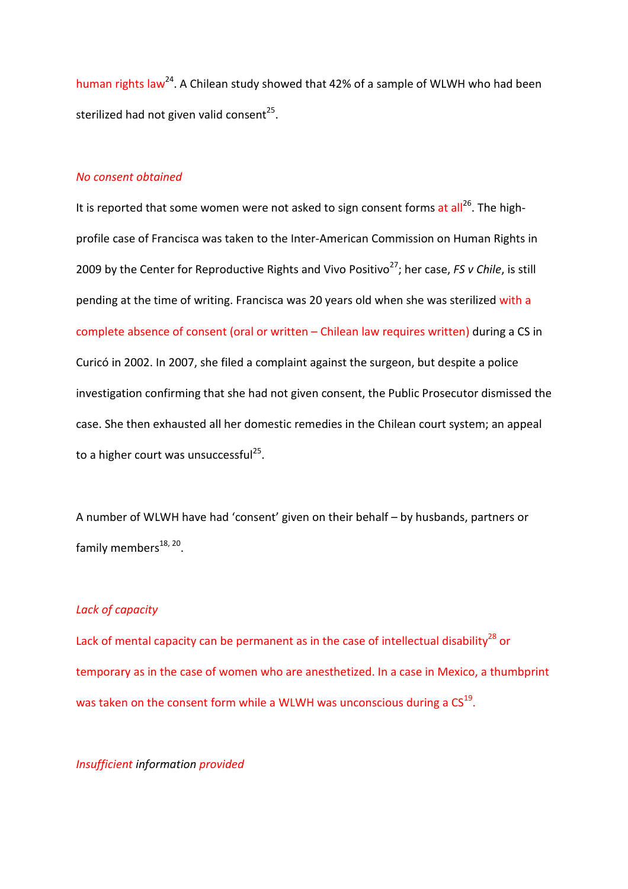human rights law[24]. A Chilean study showed that 42% of a sample of WLWH who had been sterilized had not given valid consent[25].

*No consent obtained*

It is reported that some women were not asked to sign consent forms at all[26]. The high-profile case of Francisca was taken to the Inter-American Commission on Human Rights in 2009 by the Center for Reproductive Rights and Vivo Positivo[27]; her case, *FS v Chile*, is still pending at the time of writing. Francisca was 20 years old when she was sterilized with a complete absence of consent (oral or written – Chilean law requires written) during a CS in Curicó in 2002. In 2007, she filed a complaint against the surgeon, but despite a police investigation confirming that she had not given consent, the Public Prosecutor dismissed the case. She then exhausted all her domestic remedies in the Chilean court system; an appeal to a higher court was unsuccessful[25].

A number of WLWH have had 'consent' given on their behalf – by husbands, partners or family members[18, 20].

*Lack of capacity*

Lack of mental capacity can be permanent as in the case of intellectual disability[28] or temporary as in the case of women who are anesthetized. In a case in Mexico, a thumbprint was taken on the consent form while a WLWH was unconscious during a CS[19].

*Insufficient information provided*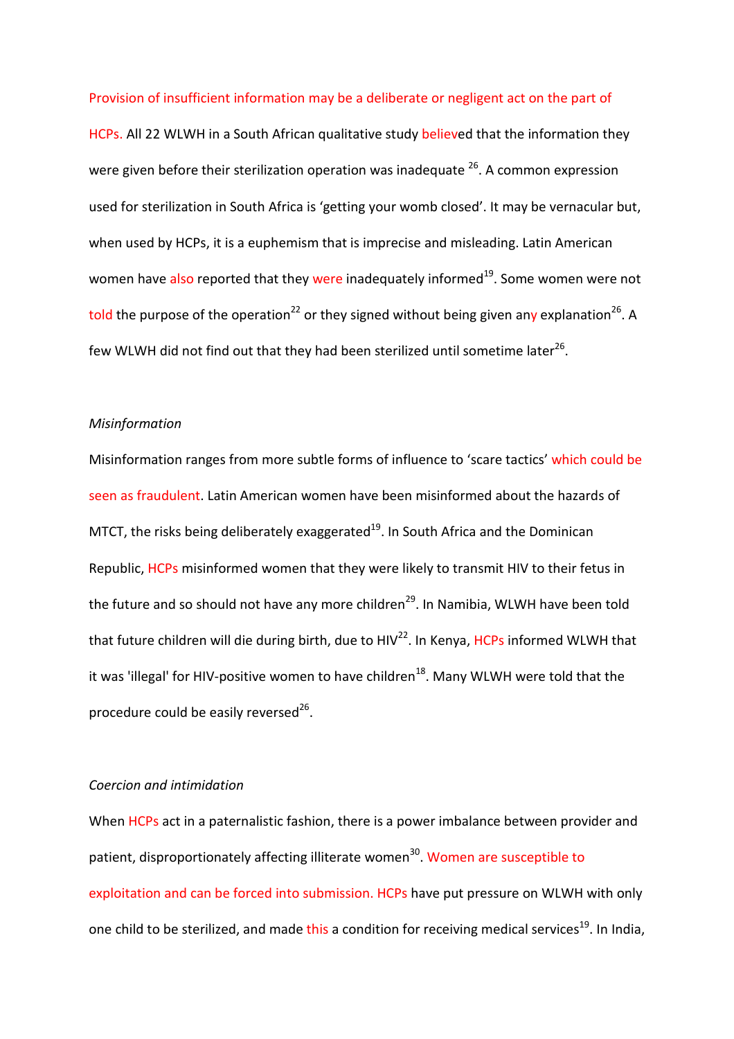Provision of insufficient information may be a deliberate or negligent act on the part of HCPs. All 22 WLWH in a South African qualitative study believed that the information they were given before their sterilization operation was inadequate [26]. A common expression used for sterilization in South Africa is 'getting your womb closed'. It may be vernacular but, when used by HCPs, it is a euphemism that is imprecise and misleading. Latin American women have also reported that they were inadequately informed[19]. Some women were not told the purpose of the operation[22] or they signed without being given any explanation[26]. A few WLWH did not find out that they had been sterilized until sometime later[26].

*Misinformation*

Misinformation ranges from more subtle forms of influence to 'scare tactics' which could be seen as fraudulent. Latin American women have been misinformed about the hazards of MTCT, the risks being deliberately exaggerated[19]. In South Africa and the Dominican Republic, HCPs misinformed women that they were likely to transmit HIV to their fetus in the future and so should not have any more children[29]. In Namibia, WLWH have been told that future children will die during birth, due to HIV[22]. In Kenya, HCPs informed WLWH that it was 'illegal' for HIV-positive women to have children[18]. Many WLWH were told that the procedure could be easily reversed[26].

*Coercion and intimidation*

When HCPs act in a paternalistic fashion, there is a power imbalance between provider and patient, disproportionately affecting illiterate women[30]. Women are susceptible to exploitation and can be forced into submission. HCPs have put pressure on WLWH with only one child to be sterilized, and made this a condition for receiving medical services[19]. In India,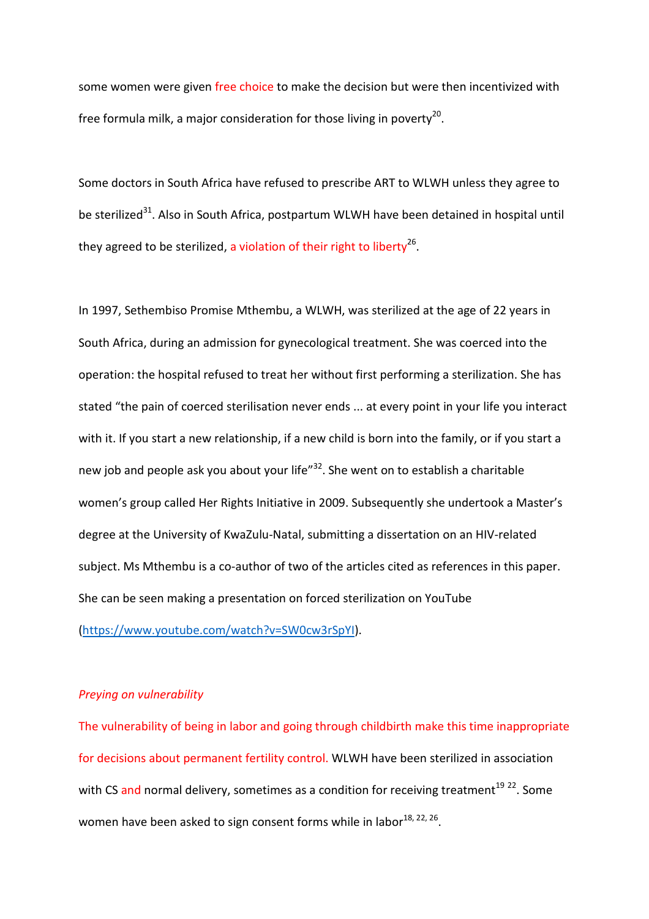some women were given free choice to make the decision but were then incentivized with free formula milk, a major consideration for those living in poverty[20].

Some doctors in South Africa have refused to prescribe ART to WLWH unless they agree to be sterilized[31]. Also in South Africa, postpartum WLWH have been detained in hospital until they agreed to be sterilized, a violation of their right to liberty[26].

In 1997, Sethembiso Promise Mthembu, a WLWH, was sterilized at the age of 22 years in South Africa, during an admission for gynecological treatment. She was coerced into the operation: the hospital refused to treat her without first performing a sterilization. She has stated "the pain of coerced sterilisation never ends ... at every point in your life you interact with it. If you start a new relationship, if a new child is born into the family, or if you start a new job and people ask you about your life"[32]. She went on to establish a charitable women's group called Her Rights Initiative in 2009. Subsequently she undertook a Master's degree at the University of KwaZulu-Natal, submitting a dissertation on an HIV-related subject. Ms Mthembu is a co-author of two of the articles cited as references in this paper. She can be seen making a presentation on forced sterilization on YouTube (https://www.youtube.com/watch?v=SW0cw3rSpYI).

*Preying on vulnerability*

The vulnerability of being in labor and going through childbirth make this time inappropriate for decisions about permanent fertility control. WLWH have been sterilized in association with CS and normal delivery, sometimes as a condition for receiving treatment[19, 22]. Some women have been asked to sign consent forms while in labor[18, 22, 26].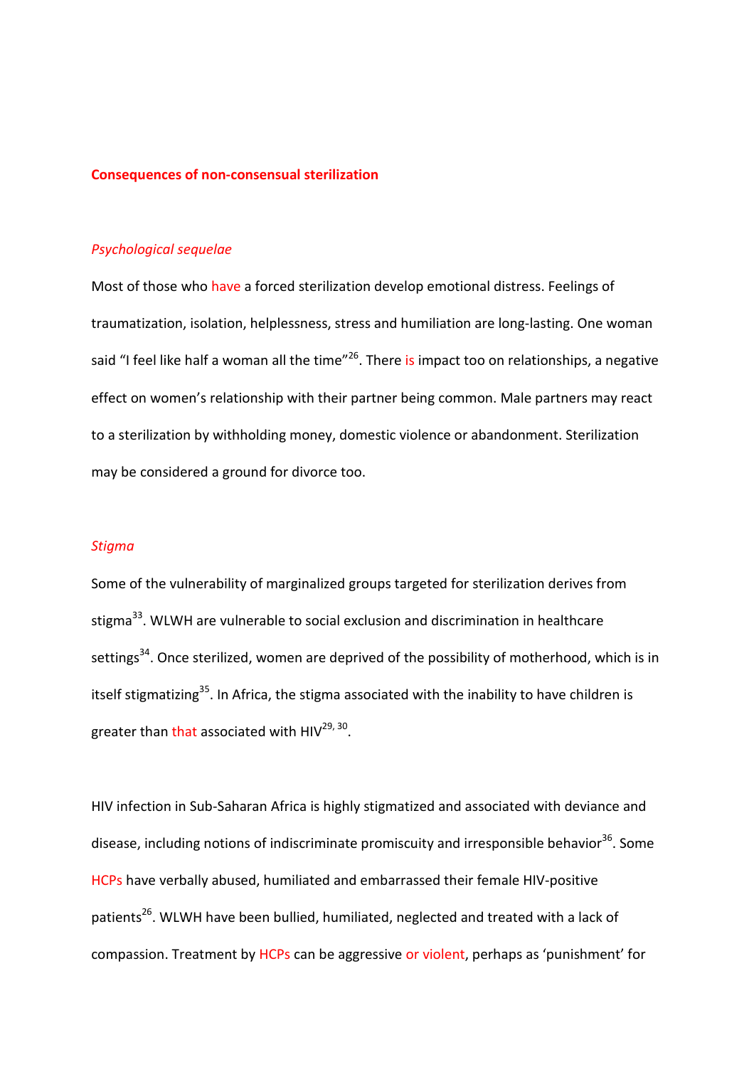## Consequences of non-consensual sterilization

### *Psychological sequelae*

Most of those who have a forced sterilization develop emotional distress. Feelings of traumatization, isolation, helplessness, stress and humiliation are long-lasting. One woman said "I feel like half a woman all the time"[26]. There is impact too on relationships, a negative effect on women's relationship with their partner being common. Male partners may react to a sterilization by withholding money, domestic violence or abandonment. Sterilization may be considered a ground for divorce too.

### *Stigma*

Some of the vulnerability of marginalized groups targeted for sterilization derives from stigma[33]. WLWH are vulnerable to social exclusion and discrimination in healthcare settings[34]. Once sterilized, women are deprived of the possibility of motherhood, which is in itself stigmatizing[35]. In Africa, the stigma associated with the inability to have children is greater than that associated with HIV[29, 30].

HIV infection in Sub-Saharan Africa is highly stigmatized and associated with deviance and disease, including notions of indiscriminate promiscuity and irresponsible behavior[36]. Some HCPs have verbally abused, humiliated and embarrassed their female HIV-positive patients[26]. WLWH have been bullied, humiliated, neglected and treated with a lack of compassion. Treatment by HCPs can be aggressive or violent, perhaps as 'punishment' for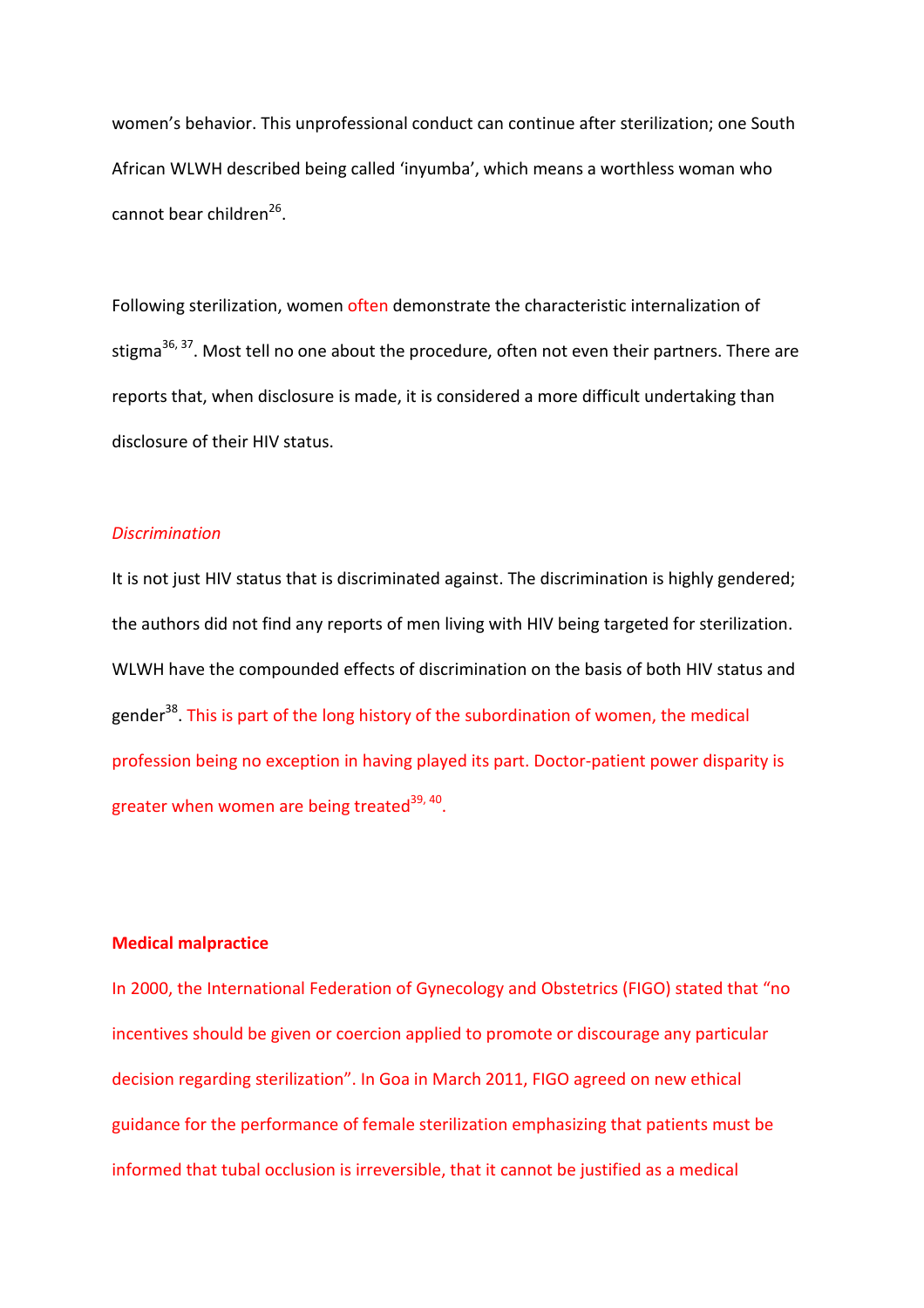women's behavior. This unprofessional conduct can continue after sterilization; one South African WLWH described being called 'inyumba', which means a worthless woman who cannot bear children[26].

Following sterilization, women often demonstrate the characteristic internalization of stigma[36, 37]. Most tell no one about the procedure, often not even their partners. There are reports that, when disclosure is made, it is considered a more difficult undertaking than disclosure of their HIV status.

*Discrimination*

It is not just HIV status that is discriminated against. The discrimination is highly gendered; the authors did not find any reports of men living with HIV being targeted for sterilization. WLWH have the compounded effects of discrimination on the basis of both HIV status and gender[38]. This is part of the long history of the subordination of women, the medical profession being no exception in having played its part. Doctor-patient power disparity is greater when women are being treated[39, 40].

**Medical malpractice**

In 2000, the International Federation of Gynecology and Obstetrics (FIGO) stated that "no incentives should be given or coercion applied to promote or discourage any particular decision regarding sterilization". In Goa in March 2011, FIGO agreed on new ethical guidance for the performance of female sterilization emphasizing that patients must be informed that tubal occlusion is irreversible, that it cannot be justified as a medical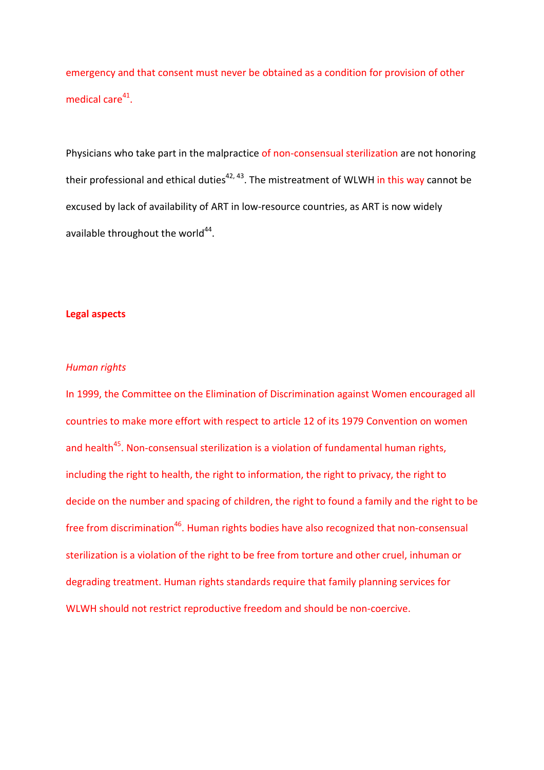emergency and that consent must never be obtained as a condition for provision of other medical care[41].

Physicians who take part in the malpractice of non-consensual sterilization are not honoring their professional and ethical duties[42, 43]. The mistreatment of WLWH in this way cannot be excused by lack of availability of ART in low-resource countries, as ART is now widely available throughout the world[44].

## Legal aspects

### *Human rights*

In 1999, the Committee on the Elimination of Discrimination against Women encouraged all countries to make more effort with respect to article 12 of its 1979 Convention on women and health[45]. Non-consensual sterilization is a violation of fundamental human rights, including the right to health, the right to information, the right to privacy, the right to decide on the number and spacing of children, the right to found a family and the right to be free from discrimination[46]. Human rights bodies have also recognized that non-consensual sterilization is a violation of the right to be free from torture and other cruel, inhuman or degrading treatment. Human rights standards require that family planning services for WLWH should not restrict reproductive freedom and should be non-coercive.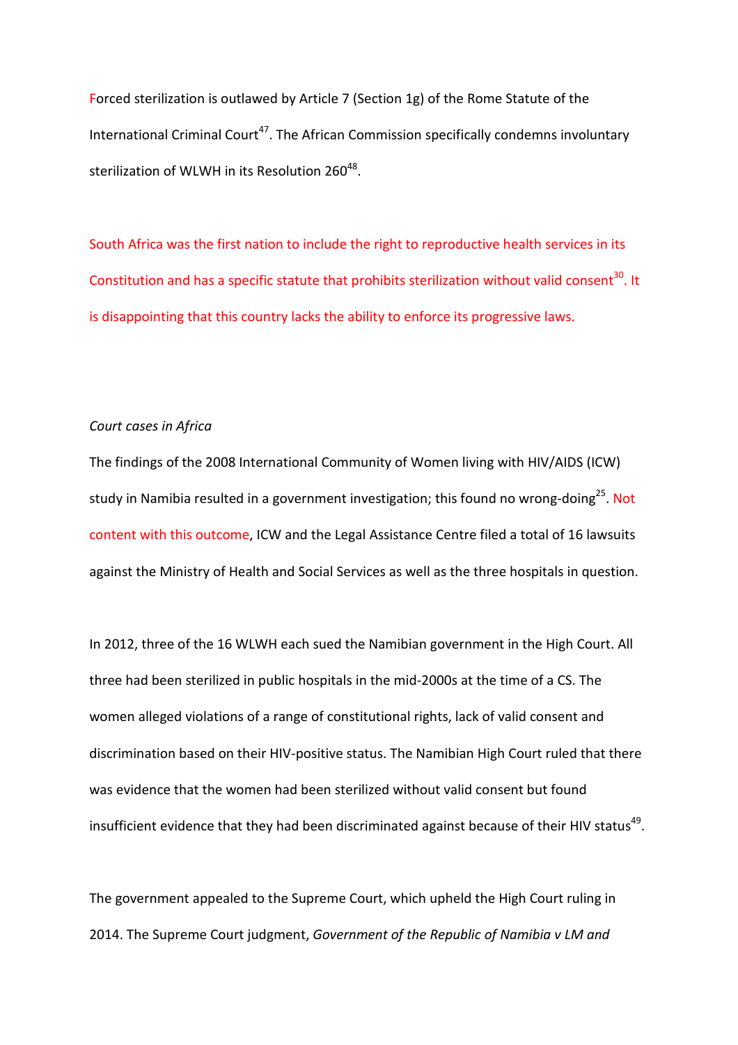Forced sterilization is outlawed by Article 7 (Section 1g) of the Rome Statute of the International Criminal Court[47]. The African Commission specifically condemns involuntary sterilization of WLWH in its Resolution 260[48].

South Africa was the first nation to include the right to reproductive health services in its Constitution and has a specific statute that prohibits sterilization without valid consent[30]. It is disappointing that this country lacks the ability to enforce its progressive laws.

*Court cases in Africa*

The findings of the 2008 International Community of Women living with HIV/AIDS (ICW) study in Namibia resulted in a government investigation; this found no wrong-doing[25]. Not content with this outcome, ICW and the Legal Assistance Centre filed a total of 16 lawsuits against the Ministry of Health and Social Services as well as the three hospitals in question.

In 2012, three of the 16 WLWH each sued the Namibian government in the High Court. All three had been sterilized in public hospitals in the mid-2000s at the time of a CS. The women alleged violations of a range of constitutional rights, lack of valid consent and discrimination based on their HIV-positive status. The Namibian High Court ruled that there was evidence that the women had been sterilized without valid consent but found insufficient evidence that they had been discriminated against because of their HIV status[49].

The government appealed to the Supreme Court, which upheld the High Court ruling in 2014. The Supreme Court judgment, *Government of the Republic of Namibia v LM and*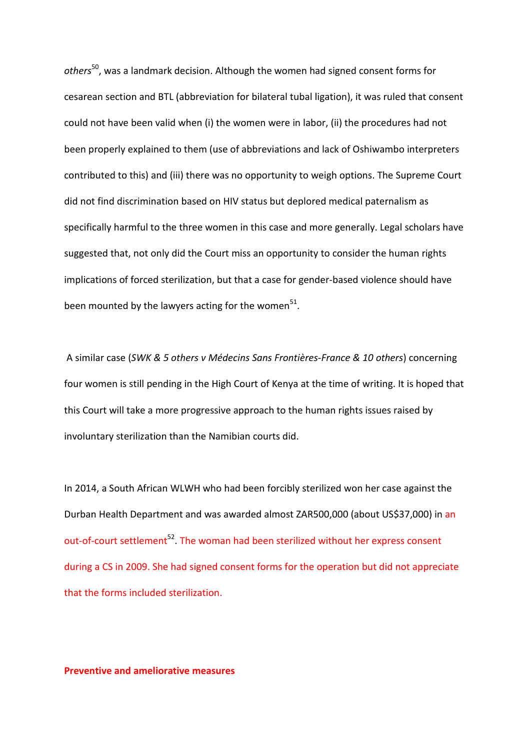*others*[50], was a landmark decision. Although the women had signed consent forms for cesarean section and BTL (abbreviation for bilateral tubal ligation), it was ruled that consent could not have been valid when (i) the women were in labor, (ii) the procedures had not been properly explained to them (use of abbreviations and lack of Oshiwambo interpreters contributed to this) and (iii) there was no opportunity to weigh options. The Supreme Court did not find discrimination based on HIV status but deplored medical paternalism as specifically harmful to the three women in this case and more generally. Legal scholars have suggested that, not only did the Court miss an opportunity to consider the human rights implications of forced sterilization, but that a case for gender-based violence should have been mounted by the lawyers acting for the women[51].

A similar case (*SWK & 5 others v Médecins Sans Frontières-France & 10 others*) concerning four women is still pending in the High Court of Kenya at the time of writing. It is hoped that this Court will take a more progressive approach to the human rights issues raised by involuntary sterilization than the Namibian courts did.

In 2014, a South African WLWH who had been forcibly sterilized won her case against the Durban Health Department and was awarded almost ZAR500,000 (about US$37,000) in an out-of-court settlement[52]. The woman had been sterilized without her express consent during a CS in 2009. She had signed consent forms for the operation but did not appreciate that the forms included sterilization.

**Preventive and ameliorative measures**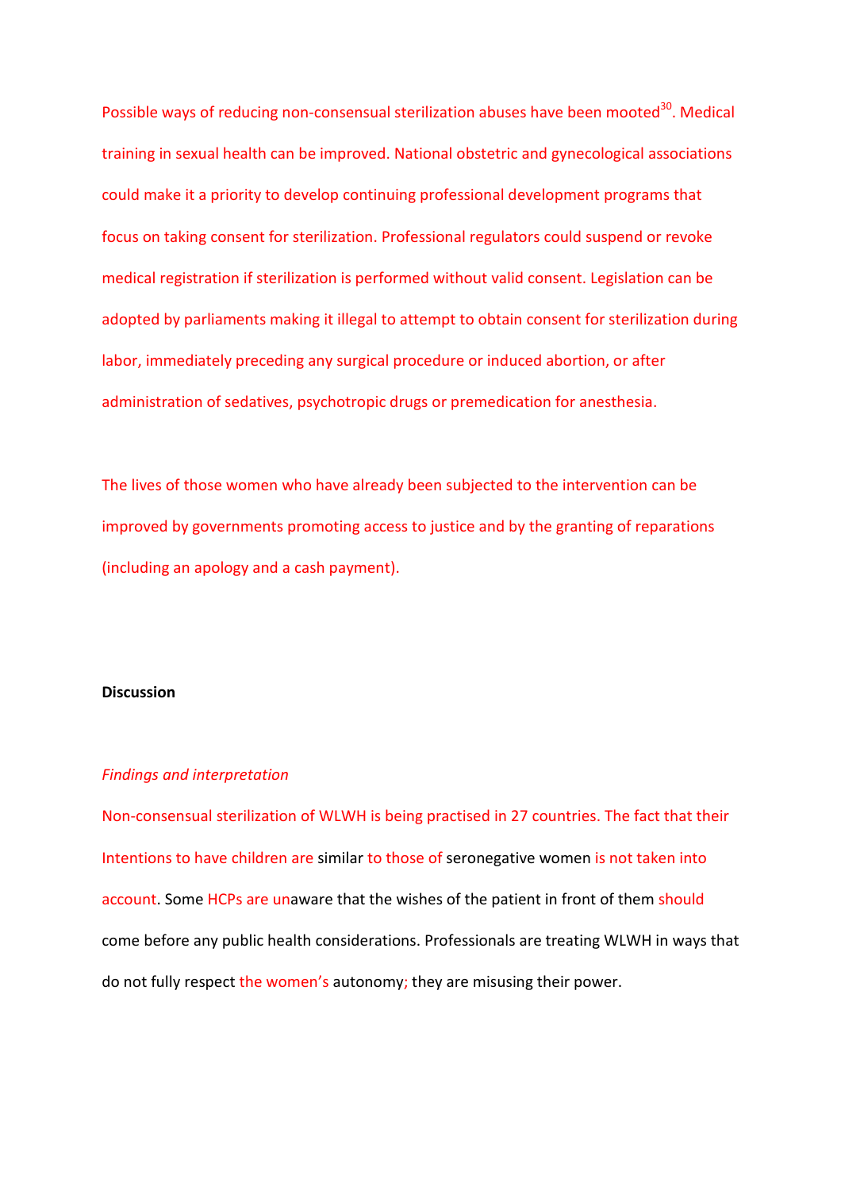Possible ways of reducing non-consensual sterilization abuses have been mooted[30]. Medical training in sexual health can be improved. National obstetric and gynecological associations could make it a priority to develop continuing professional development programs that focus on taking consent for sterilization. Professional regulators could suspend or revoke medical registration if sterilization is performed without valid consent. Legislation can be adopted by parliaments making it illegal to attempt to obtain consent for sterilization during labor, immediately preceding any surgical procedure or induced abortion, or after administration of sedatives, psychotropic drugs or premedication for anesthesia.

The lives of those women who have already been subjected to the intervention can be improved by governments promoting access to justice and by the granting of reparations (including an apology and a cash payment).

**Discussion**

*Findings and interpretation*

Non-consensual sterilization of WLWH is being practised in 27 countries. The fact that their Intentions to have children are similar to those of seronegative women is not taken into account. Some HCPs are unaware that the wishes of the patient in front of them should come before any public health considerations. Professionals are treating WLWH in ways that do not fully respect the women's autonomy; they are misusing their power.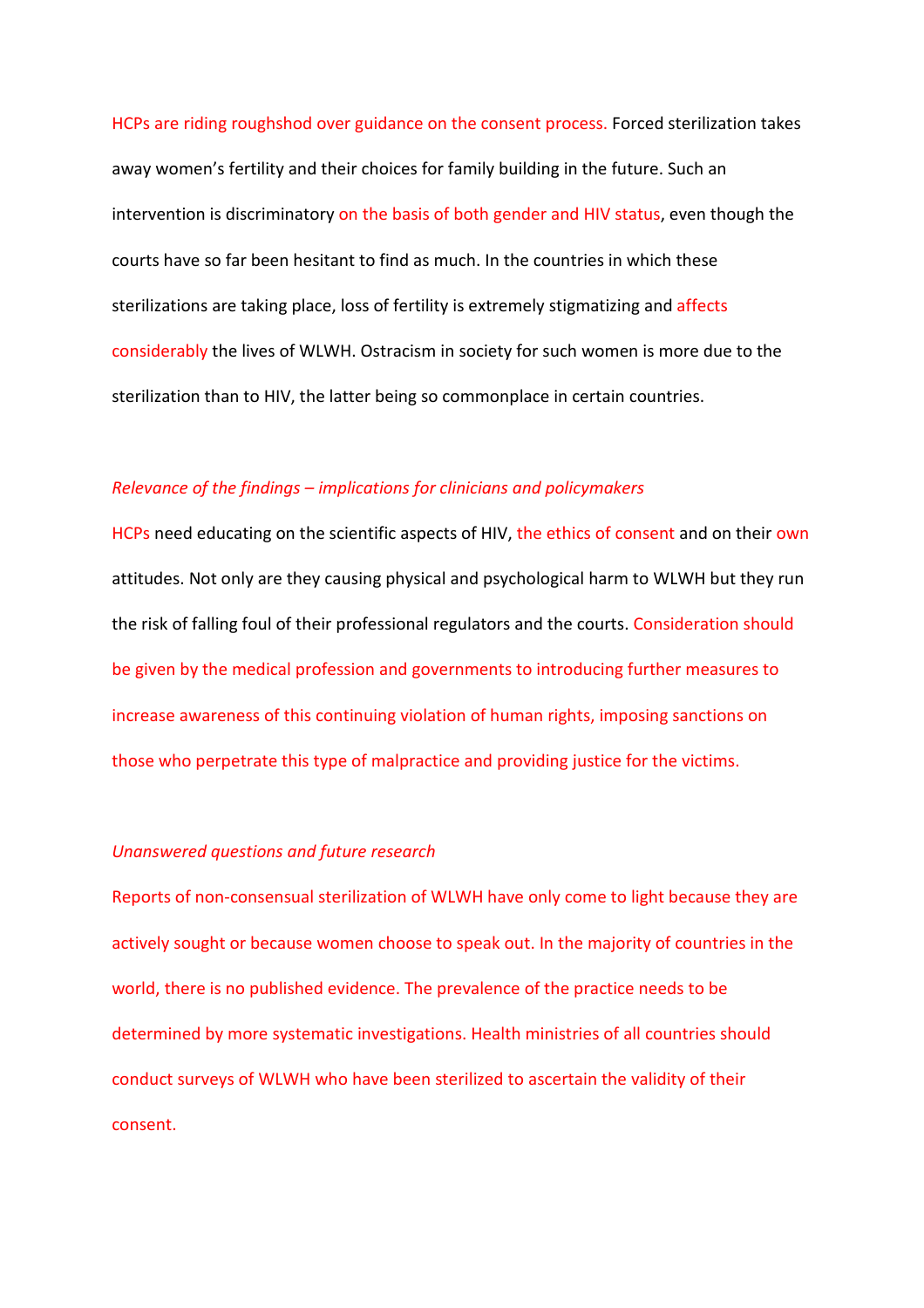HCPs are riding roughshod over guidance on the consent process. Forced sterilization takes away women's fertility and their choices for family building in the future. Such an intervention is discriminatory on the basis of both gender and HIV status, even though the courts have so far been hesitant to find as much. In the countries in which these sterilizations are taking place, loss of fertility is extremely stigmatizing and affects considerably the lives of WLWH. Ostracism in society for such women is more due to the sterilization than to HIV, the latter being so commonplace in certain countries.

*Relevance of the findings – implications for clinicians and policymakers*

HCPs need educating on the scientific aspects of HIV, the ethics of consent and on their own attitudes. Not only are they causing physical and psychological harm to WLWH but they run the risk of falling foul of their professional regulators and the courts. Consideration should be given by the medical profession and governments to introducing further measures to increase awareness of this continuing violation of human rights, imposing sanctions on those who perpetrate this type of malpractice and providing justice for the victims.

*Unanswered questions and future research*

Reports of non-consensual sterilization of WLWH have only come to light because they are actively sought or because women choose to speak out. In the majority of countries in the world, there is no published evidence. The prevalence of the practice needs to be determined by more systematic investigations. Health ministries of all countries should conduct surveys of WLWH who have been sterilized to ascertain the validity of their consent.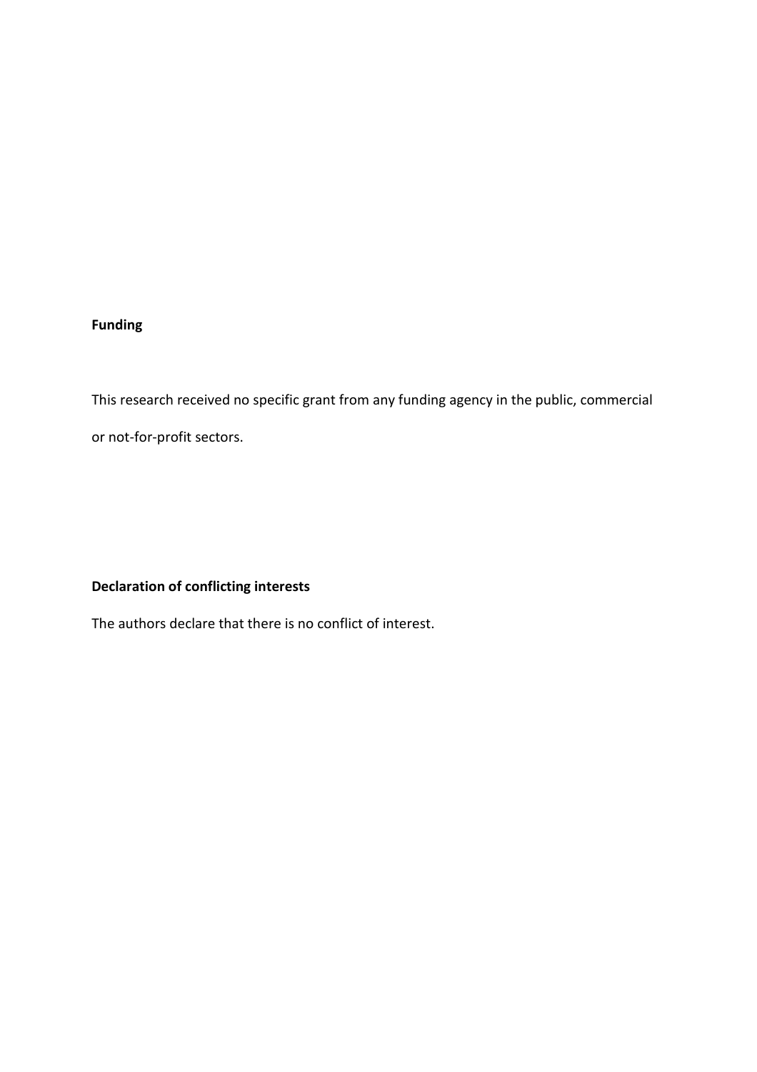**Funding**

This research received no specific grant from any funding agency in the public, commercial or not-for-profit sectors.

**Declaration of conflicting interests**

The authors declare that there is no conflict of interest.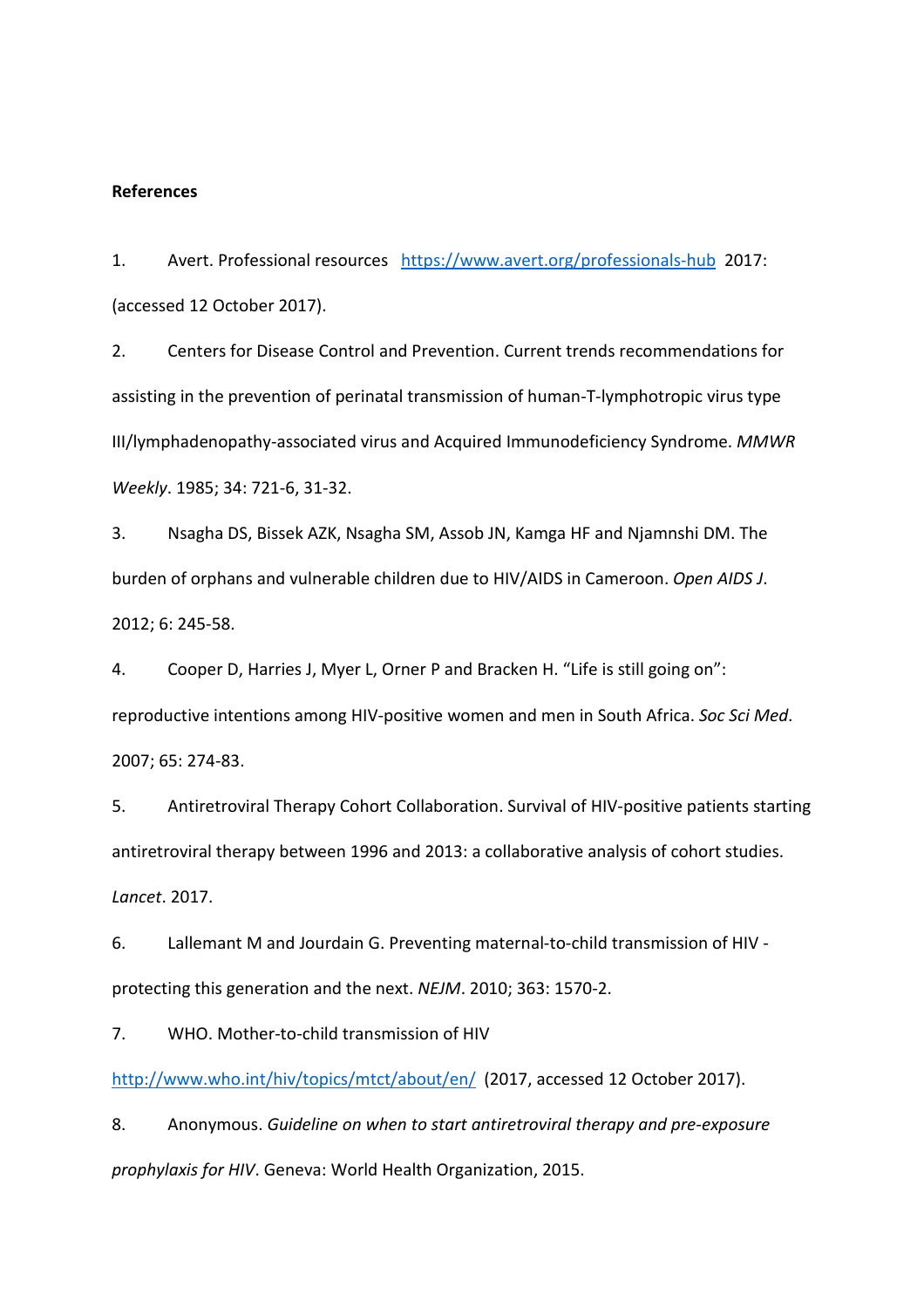**References**

1. Avert. Professional resources https://www.avert.org/professionals-hub 2017: (accessed 12 October 2017).

2. Centers for Disease Control and Prevention. Current trends recommendations for assisting in the prevention of perinatal transmission of human-T-lymphotropic virus type III/lymphadenopathy-associated virus and Acquired Immunodeficiency Syndrome. *MMWR Weekly*. 1985; 34: 721-6, 31-32.

3. Nsagha DS, Bissek AZK, Nsagha SM, Assob JN, Kamga HF and Njamnshi DM. The burden of orphans and vulnerable children due to HIV/AIDS in Cameroon. *Open AIDS J*. 2012; 6: 245-58.

4. Cooper D, Harries J, Myer L, Orner P and Bracken H. "Life is still going on": reproductive intentions among HIV-positive women and men in South Africa. *Soc Sci Med*. 2007; 65: 274-83.

5. Antiretroviral Therapy Cohort Collaboration. Survival of HIV-positive patients starting antiretroviral therapy between 1996 and 2013: a collaborative analysis of cohort studies. *Lancet*. 2017.

6. Lallemant M and Jourdain G. Preventing maternal-to-child transmission of HIV - protecting this generation and the next. *NEJM*. 2010; 363: 1570-2.

7. WHO. Mother-to-child transmission of HIV http://www.who.int/hiv/topics/mtct/about/en/ (2017, accessed 12 October 2017).

8. Anonymous. *Guideline on when to start antiretroviral therapy and pre-exposure prophylaxis for HIV*. Geneva: World Health Organization, 2015.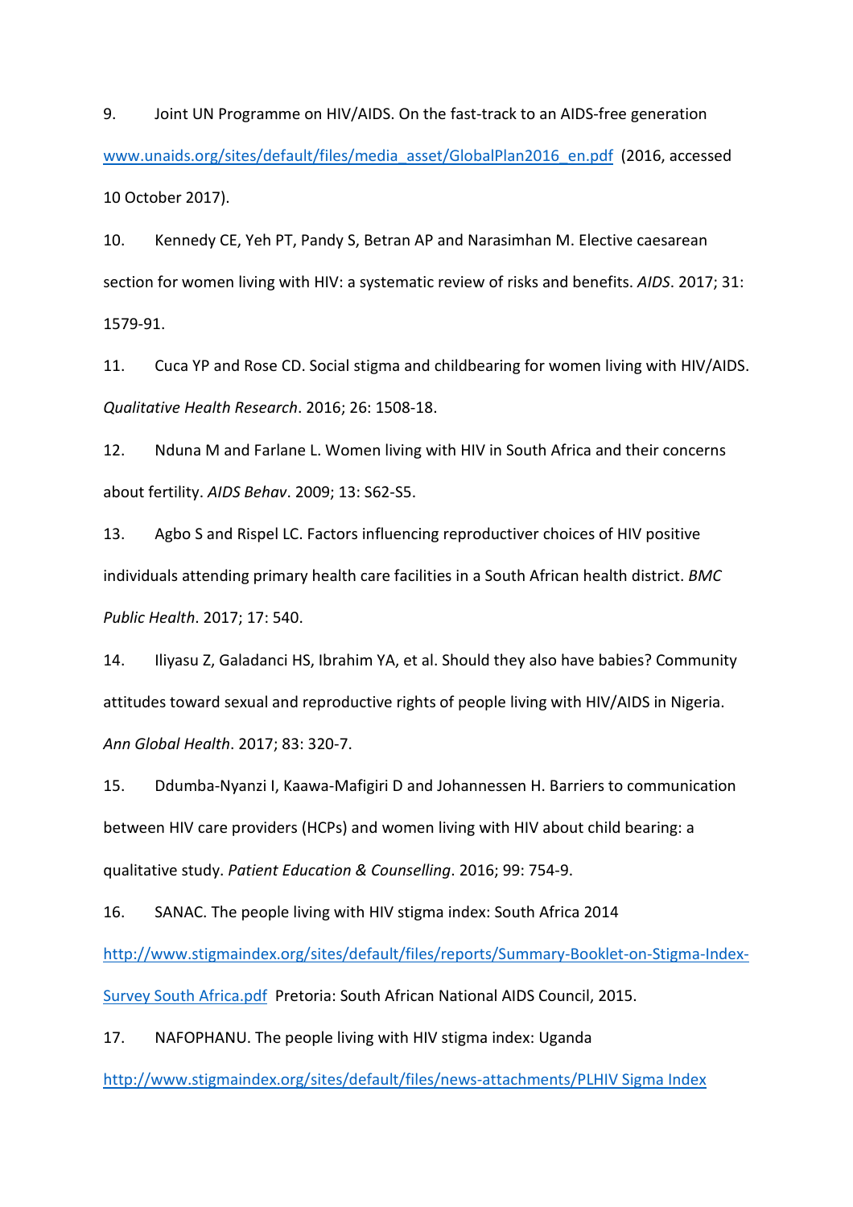9. Joint UN Programme on HIV/AIDS. On the fast-track to an AIDS-free generation www.unaids.org/sites/default/files/media_asset/GlobalPlan2016_en.pdf (2016, accessed 10 October 2017).

10. Kennedy CE, Yeh PT, Pandy S, Betran AP and Narasimhan M. Elective caesarean section for women living with HIV: a systematic review of risks and benefits. *AIDS*. 2017; 31: 1579-91.

11. Cuca YP and Rose CD. Social stigma and childbearing for women living with HIV/AIDS. *Qualitative Health Research*. 2016; 26: 1508-18.

12. Nduna M and Farlane L. Women living with HIV in South Africa and their concerns about fertility. *AIDS Behav*. 2009; 13: S62-S5.

13. Agbo S and Rispel LC. Factors influencing reproductiver choices of HIV positive individuals attending primary health care facilities in a South African health district. *BMC Public Health*. 2017; 17: 540.

14. Iliyasu Z, Galadanci HS, Ibrahim YA, et al. Should they also have babies? Community attitudes toward sexual and reproductive rights of people living with HIV/AIDS in Nigeria. *Ann Global Health*. 2017; 83: 320-7.

15. Ddumba-Nyanzi I, Kaawa-Mafigiri D and Johannessen H. Barriers to communication between HIV care providers (HCPs) and women living with HIV about child bearing: a qualitative study. *Patient Education & Counselling*. 2016; 99: 754-9.

16. SANAC. The people living with HIV stigma index: South Africa 2014 http://www.stigmaindex.org/sites/default/files/reports/Summary-Booklet-on-Stigma-Index-Survey South Africa.pdf Pretoria: South African National AIDS Council, 2015.

17. NAFOPHANU. The people living with HIV stigma index: Uganda http://www.stigmaindex.org/sites/default/files/news-attachments/PLHIV Sigma Index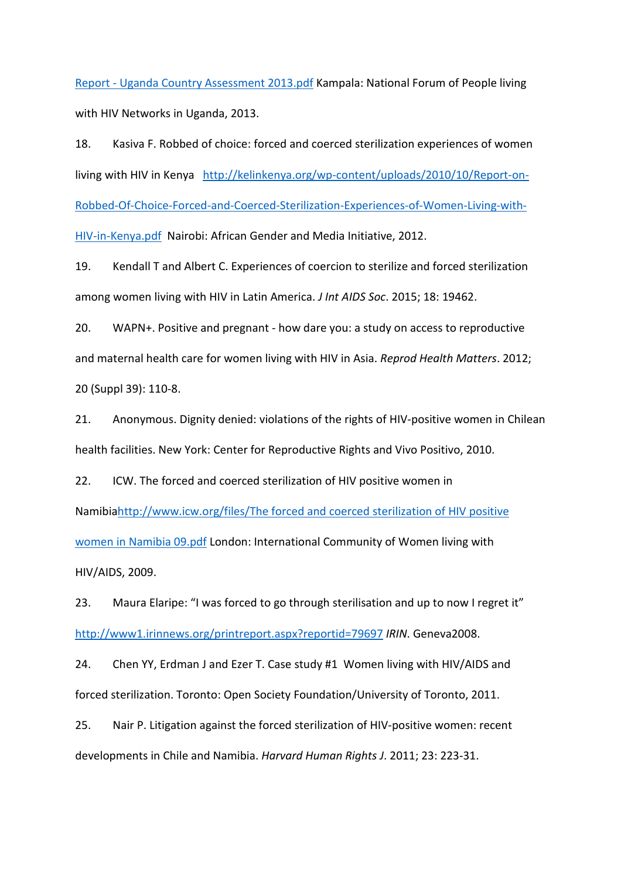Report - Uganda Country Assessment 2013.pdf Kampala: National Forum of People living with HIV Networks in Uganda, 2013.

18. Kasiva F. Robbed of choice: forced and coerced sterilization experiences of women living with HIV in Kenya http://kelinkenya.org/wp-content/uploads/2010/10/Report-on-Robbed-Of-Choice-Forced-and-Coerced-Sterilization-Experiences-of-Women-Living-with-HIV-in-Kenya.pdf Nairobi: African Gender and Media Initiative, 2012.

19. Kendall T and Albert C. Experiences of coercion to sterilize and forced sterilization among women living with HIV in Latin America. *J Int AIDS Soc*. 2015; 18: 19462.

20. WAPN+. Positive and pregnant - how dare you: a study on access to reproductive and maternal health care for women living with HIV in Asia. *Reprod Health Matters*. 2012; 20 (Suppl 39): 110-8.

21. Anonymous. Dignity denied: violations of the rights of HIV-positive women in Chilean health facilities. New York: Center for Reproductive Rights and Vivo Positivo, 2010.

22. ICW. The forced and coerced sterilization of HIV positive women in Namibiahttp://www.icw.org/files/The forced and coerced sterilization of HIV positive women in Namibia 09.pdf London: International Community of Women living with HIV/AIDS, 2009.

23. Maura Elaripe: "I was forced to go through sterilisation and up to now I regret it" http://www1.irinnews.org/printreport.aspx?reportid=79697 *IRIN*. Geneva2008.

24. Chen YY, Erdman J and Ezer T. Case study #1 Women living with HIV/AIDS and forced sterilization. Toronto: Open Society Foundation/University of Toronto, 2011.

25. Nair P. Litigation against the forced sterilization of HIV-positive women: recent developments in Chile and Namibia. *Harvard Human Rights J*. 2011; 23: 223-31.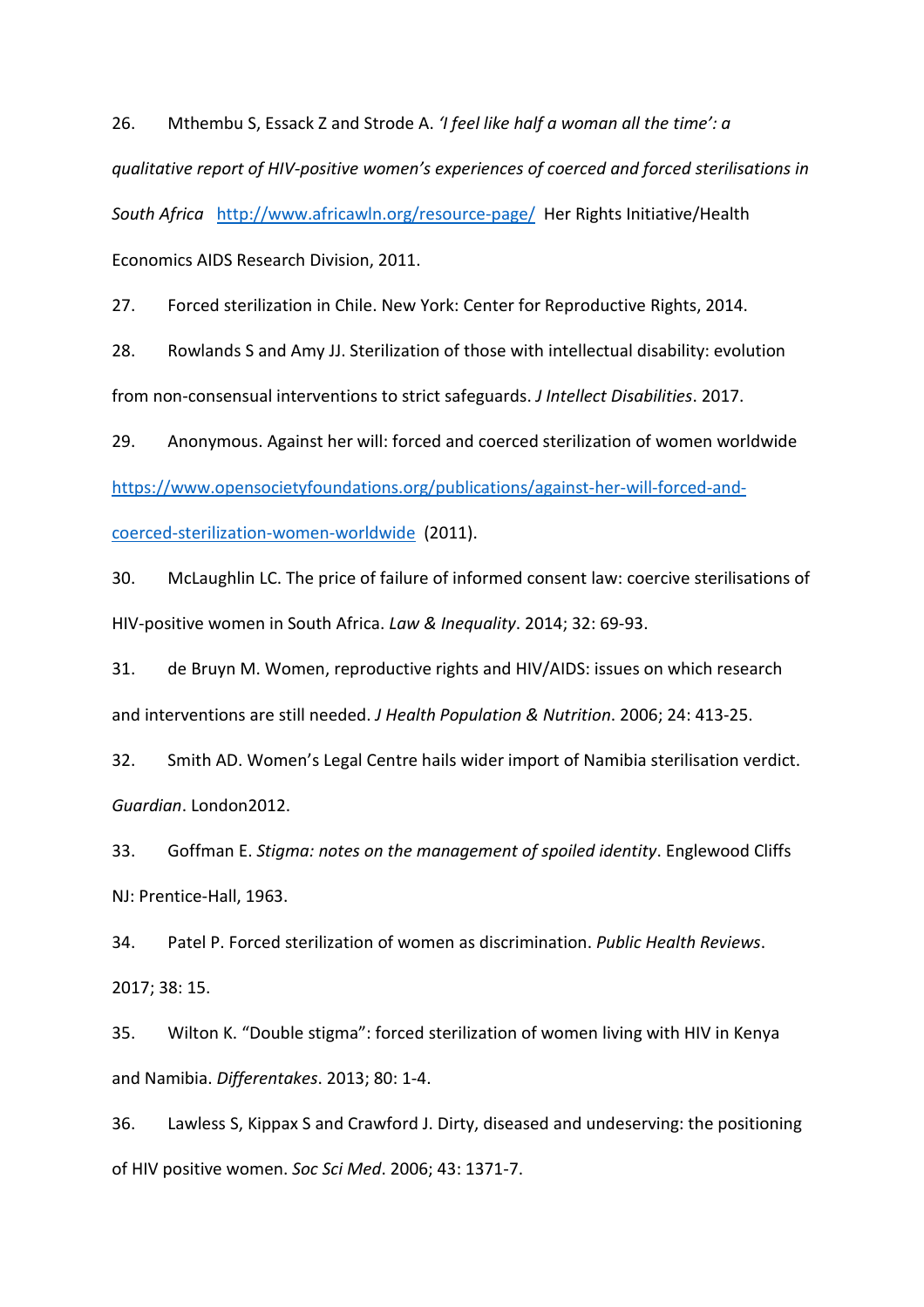26. Mthembu S, Essack Z and Strode A. *'I feel like half a woman all the time': a qualitative report of HIV-positive women's experiences of coerced and forced sterilisations in South Africa* http://www.africawln.org/resource-page/ Her Rights Initiative/Health Economics AIDS Research Division, 2011.

27. Forced sterilization in Chile. New York: Center for Reproductive Rights, 2014.

28. Rowlands S and Amy JJ. Sterilization of those with intellectual disability: evolution from non-consensual interventions to strict safeguards. *J Intellect Disabilities*. 2017.

29. Anonymous. Against her will: forced and coerced sterilization of women worldwide https://www.opensocietyfoundations.org/publications/against-her-will-forced-and-coerced-sterilization-women-worldwide (2011).

30. McLaughlin LC. The price of failure of informed consent law: coercive sterilisations of HIV-positive women in South Africa. *Law & Inequality*. 2014; 32: 69-93.

31. de Bruyn M. Women, reproductive rights and HIV/AIDS: issues on which research and interventions are still needed. *J Health Population & Nutrition*. 2006; 24: 413-25.

32. Smith AD. Women's Legal Centre hails wider import of Namibia sterilisation verdict. *Guardian*. London2012.

33. Goffman E. *Stigma: notes on the management of spoiled identity*. Englewood Cliffs NJ: Prentice-Hall, 1963.

34. Patel P. Forced sterilization of women as discrimination. *Public Health Reviews*. 2017; 38: 15.

35. Wilton K. "Double stigma": forced sterilization of women living with HIV in Kenya and Namibia. *Differentakes*. 2013; 80: 1-4.

36. Lawless S, Kippax S and Crawford J. Dirty, diseased and undeserving: the positioning of HIV positive women. *Soc Sci Med*. 2006; 43: 1371-7.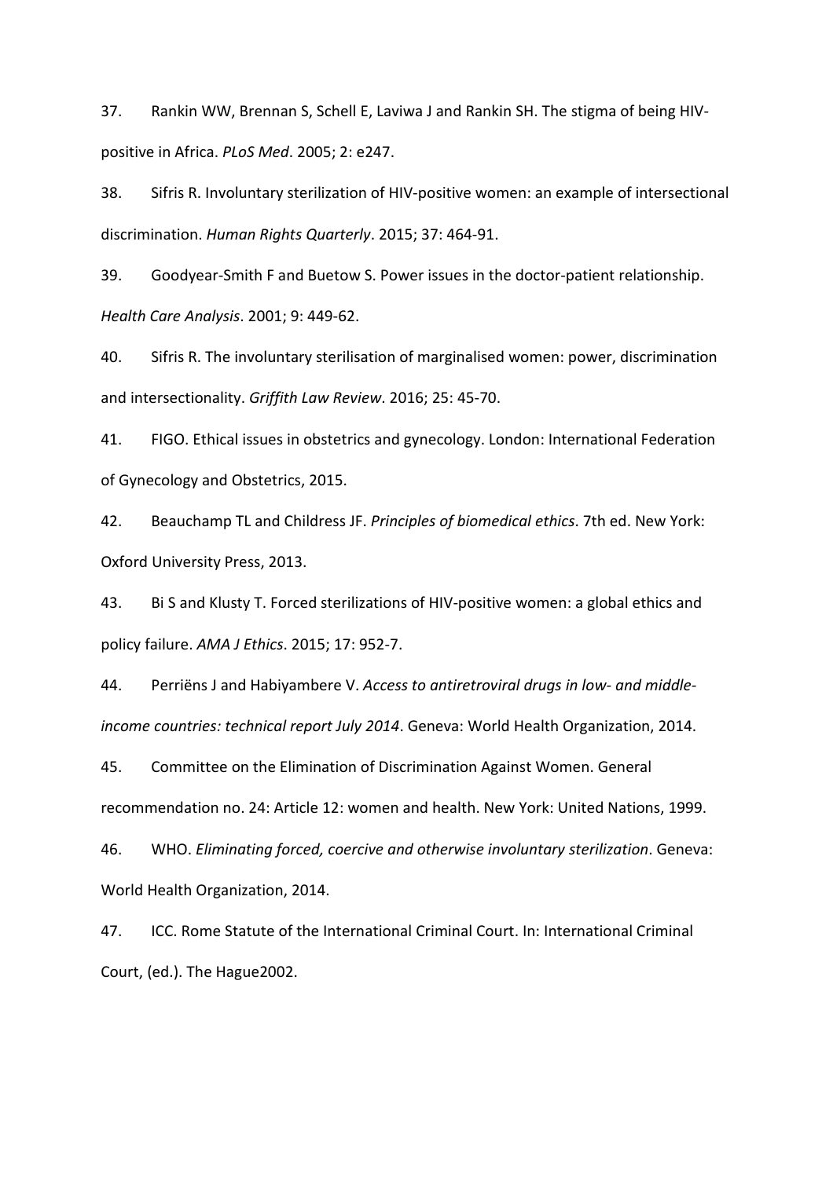37. Rankin WW, Brennan S, Schell E, Laviwa J and Rankin SH. The stigma of being HIV-positive in Africa. *PLoS Med*. 2005; 2: e247.

38. Sifris R. Involuntary sterilization of HIV-positive women: an example of intersectional discrimination. *Human Rights Quarterly*. 2015; 37: 464-91.

39. Goodyear-Smith F and Buetow S. Power issues in the doctor-patient relationship. *Health Care Analysis*. 2001; 9: 449-62.

40. Sifris R. The involuntary sterilisation of marginalised women: power, discrimination and intersectionality. *Griffith Law Review*. 2016; 25: 45-70.

41. FIGO. Ethical issues in obstetrics and gynecology. London: International Federation of Gynecology and Obstetrics, 2015.

42. Beauchamp TL and Childress JF. *Principles of biomedical ethics*. 7th ed. New York: Oxford University Press, 2013.

43. Bi S and Klusty T. Forced sterilizations of HIV-positive women: a global ethics and policy failure. *AMA J Ethics*. 2015; 17: 952-7.

44. Perriëns J and Habiyambere V. *Access to antiretroviral drugs in low- and middle-income countries: technical report July 2014*. Geneva: World Health Organization, 2014.

45. Committee on the Elimination of Discrimination Against Women. General recommendation no. 24: Article 12: women and health. New York: United Nations, 1999.

46. WHO. *Eliminating forced, coercive and otherwise involuntary sterilization*. Geneva: World Health Organization, 2014.

47. ICC. Rome Statute of the International Criminal Court. In: International Criminal Court, (ed.). The Hague2002.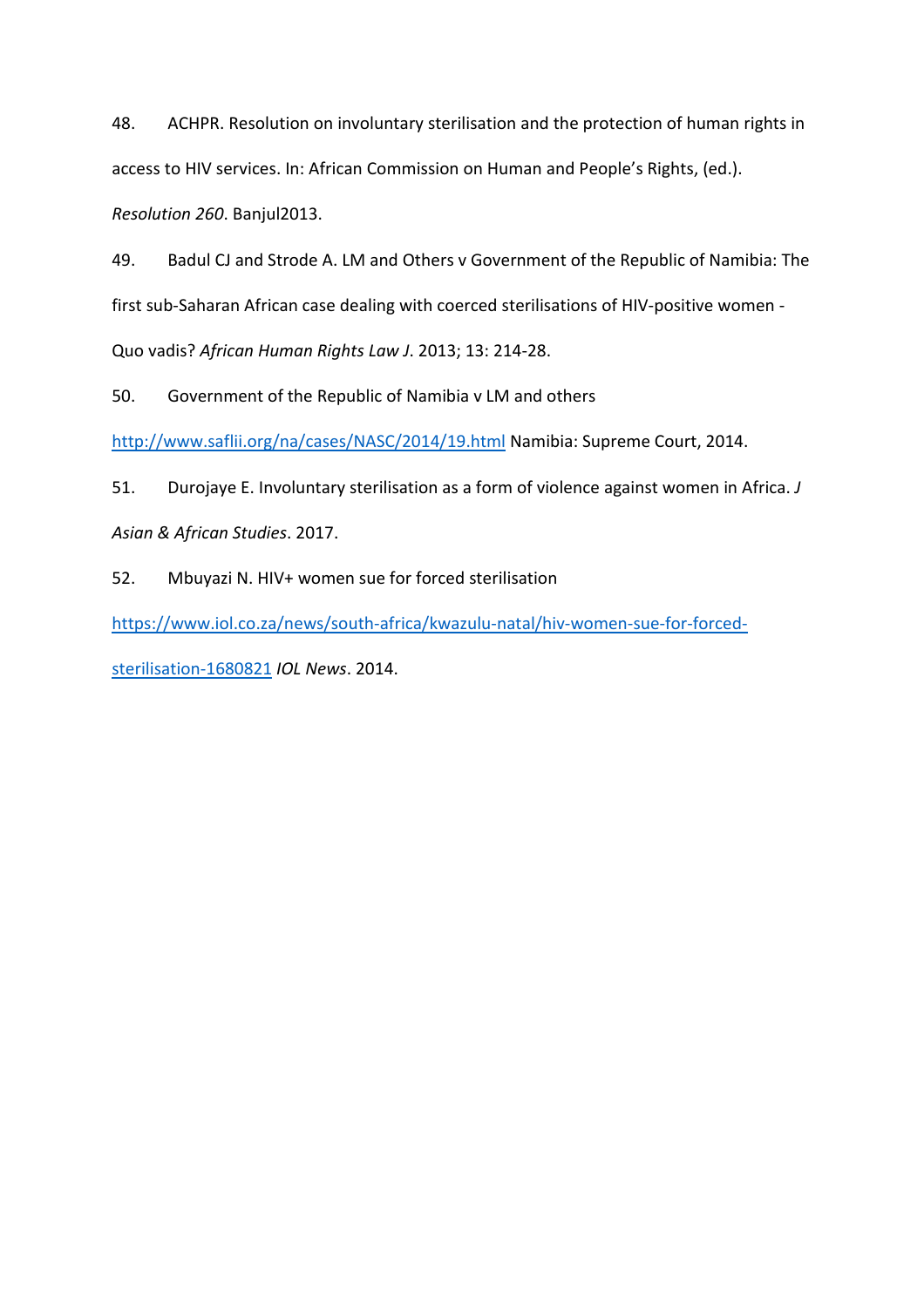48. ACHPR. Resolution on involuntary sterilisation and the protection of human rights in access to HIV services. In: African Commission on Human and People's Rights, (ed.). *Resolution 260*. Banjul2013.

49. Badul CJ and Strode A. LM and Others v Government of the Republic of Namibia: The first sub-Saharan African case dealing with coerced sterilisations of HIV-positive women - Quo vadis? *African Human Rights Law J*. 2013; 13: 214-28.

50. Government of the Republic of Namibia v LM and others http://www.saflii.org/na/cases/NASC/2014/19.html Namibia: Supreme Court, 2014.

51. Durojaye E. Involuntary sterilisation as a form of violence against women in Africa. *J Asian & African Studies*. 2017.

52. Mbuyazi N. HIV+ women sue for forced sterilisation https://www.iol.co.za/news/south-africa/kwazulu-natal/hiv-women-sue-for-forced-sterilisation-1680821 *IOL News*. 2014.